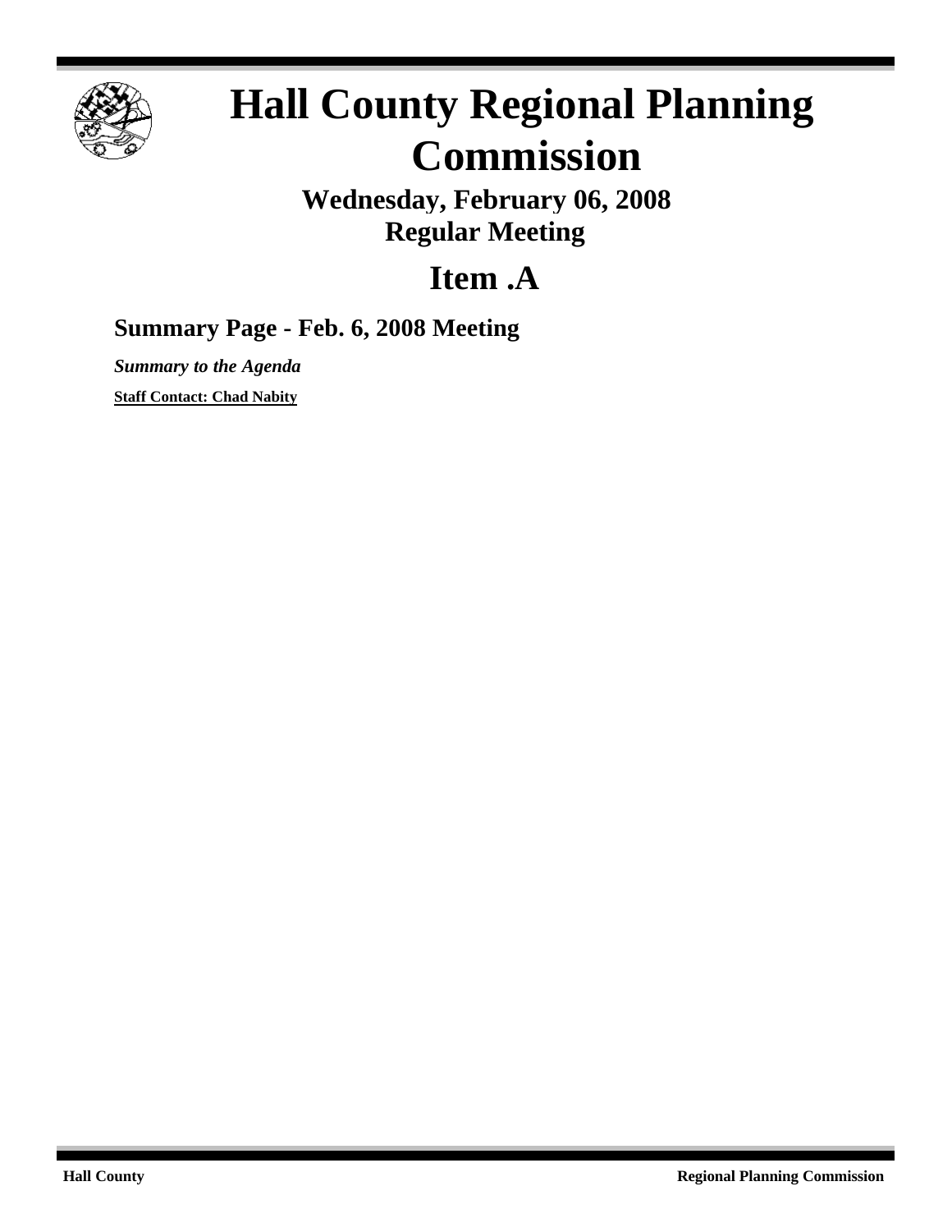# Hall County Regional Planning Commission

**Wednesday, February 06, 2008**
**Regular Meeting**

## Item .A

### Summary Page - Feb. 6, 2008 Meeting

***Summary to the Agenda***

**Staff Contact: Chad Nabity**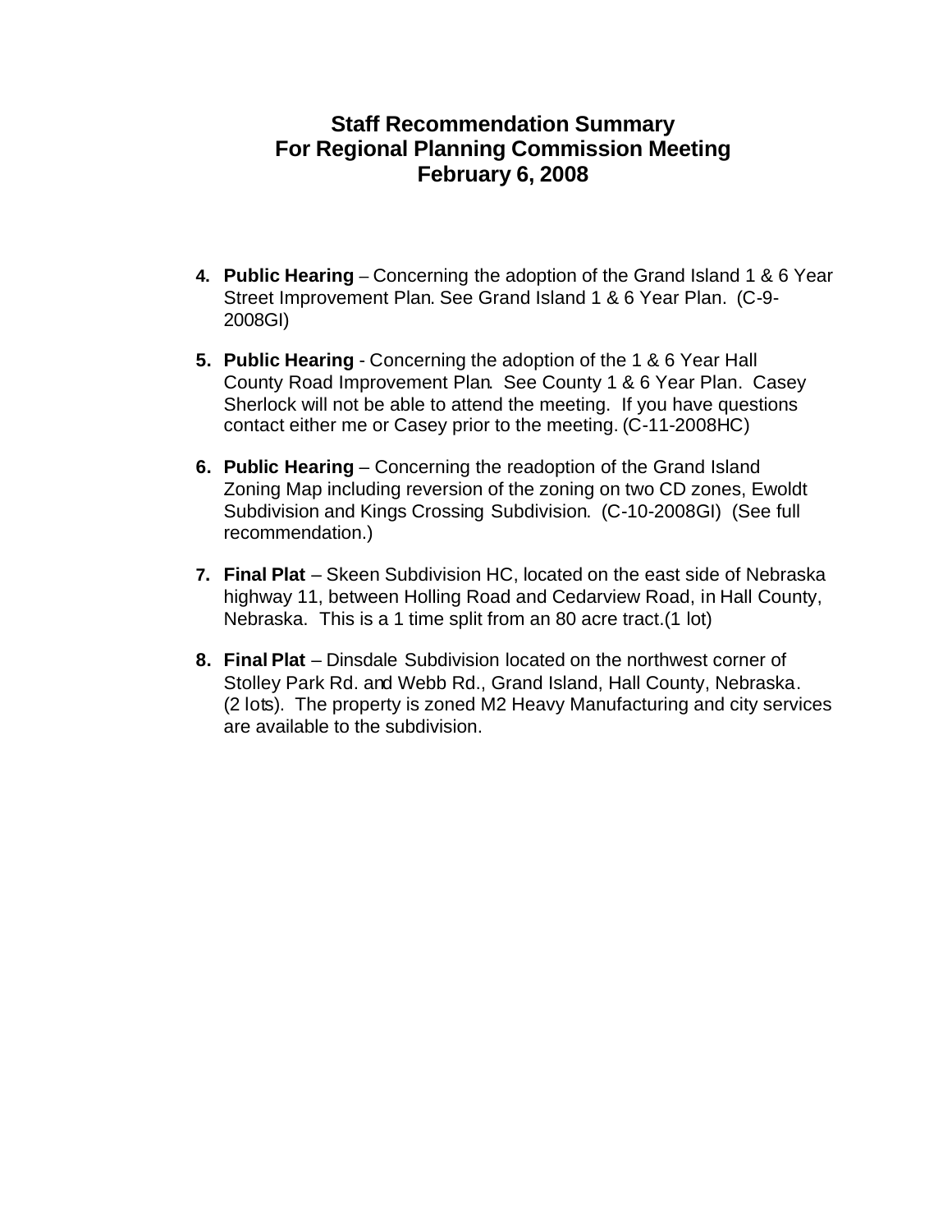# Staff Recommendation Summary
# For Regional Planning Commission Meeting
# February 6, 2008

4. **Public Hearing** – Concerning the adoption of the Grand Island 1 & 6 Year Street Improvement Plan. See Grand Island 1 & 6 Year Plan. (C-9-2008GI)

5. **Public Hearing** - Concerning the adoption of the 1 & 6 Year Hall County Road Improvement Plan. See County 1 & 6 Year Plan. Casey Sherlock will not be able to attend the meeting. If you have questions contact either me or Casey prior to the meeting. (C-11-2008HC)

6. **Public Hearing** – Concerning the readoption of the Grand Island Zoning Map including reversion of the zoning on two CD zones, Ewoldt Subdivision and Kings Crossing Subdivision. (C-10-2008GI) (See full recommendation.)

7. **Final Plat** – Skeen Subdivision HC, located on the east side of Nebraska highway 11, between Holling Road and Cedarview Road, in Hall County, Nebraska. This is a 1 time split from an 80 acre tract.(1 lot)

8. **Final Plat** – Dinsdale Subdivision located on the northwest corner of Stolley Park Rd. and Webb Rd., Grand Island, Hall County, Nebraska. (2 lots). The property is zoned M2 Heavy Manufacturing and city services are available to the subdivision.